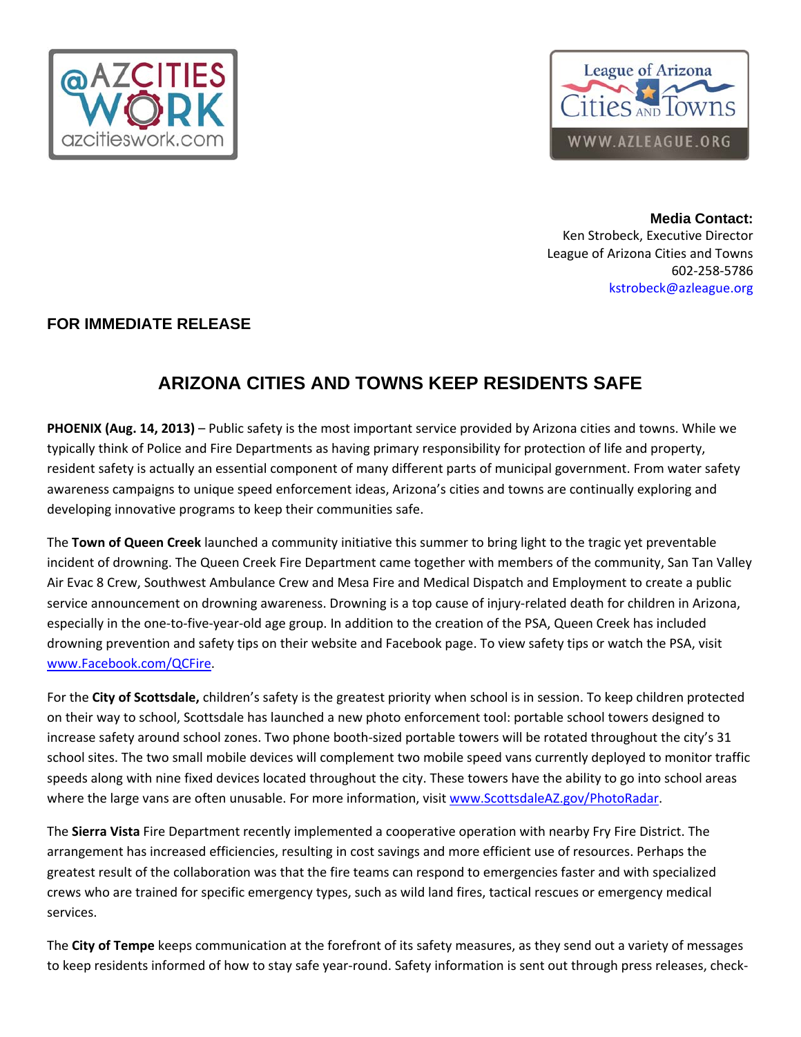**Media Contact:**
Ken Strobeck, Executive Director
League of Arizona Cities and Towns
602-258-5786
kstrobeck@azleague.org

**FOR IMMEDIATE RELEASE**

# ARIZONA CITIES AND TOWNS KEEP RESIDENTS SAFE

**PHOENIX (Aug. 14, 2013)** – Public safety is the most important service provided by Arizona cities and towns. While we typically think of Police and Fire Departments as having primary responsibility for protection of life and property, resident safety is actually an essential component of many different parts of municipal government. From water safety awareness campaigns to unique speed enforcement ideas, Arizona's cities and towns are continually exploring and developing innovative programs to keep their communities safe.

The **Town of Queen Creek** launched a community initiative this summer to bring light to the tragic yet preventable incident of drowning. The Queen Creek Fire Department came together with members of the community, San Tan Valley Air Evac 8 Crew, Southwest Ambulance Crew and Mesa Fire and Medical Dispatch and Employment to create a public service announcement on drowning awareness. Drowning is a top cause of injury-related death for children in Arizona, especially in the one-to-five-year-old age group. In addition to the creation of the PSA, Queen Creek has included drowning prevention and safety tips on their website and Facebook page. To view safety tips or watch the PSA, visit www.Facebook.com/QCFire.

For the **City of Scottsdale,** children's safety is the greatest priority when school is in session. To keep children protected on their way to school, Scottsdale has launched a new photo enforcement tool: portable school towers designed to increase safety around school zones. Two phone booth-sized portable towers will be rotated throughout the city's 31 school sites. The two small mobile devices will complement two mobile speed vans currently deployed to monitor traffic speeds along with nine fixed devices located throughout the city. These towers have the ability to go into school areas where the large vans are often unusable. For more information, visit www.ScottsdaleAZ.gov/PhotoRadar.

The **Sierra Vista** Fire Department recently implemented a cooperative operation with nearby Fry Fire District. The arrangement has increased efficiencies, resulting in cost savings and more efficient use of resources. Perhaps the greatest result of the collaboration was that the fire teams can respond to emergencies faster and with specialized crews who are trained for specific emergency types, such as wild land fires, tactical rescues or emergency medical services.

The **City of Tempe** keeps communication at the forefront of its safety measures, as they send out a variety of messages to keep residents informed of how to stay safe year-round. Safety information is sent out through press releases, check-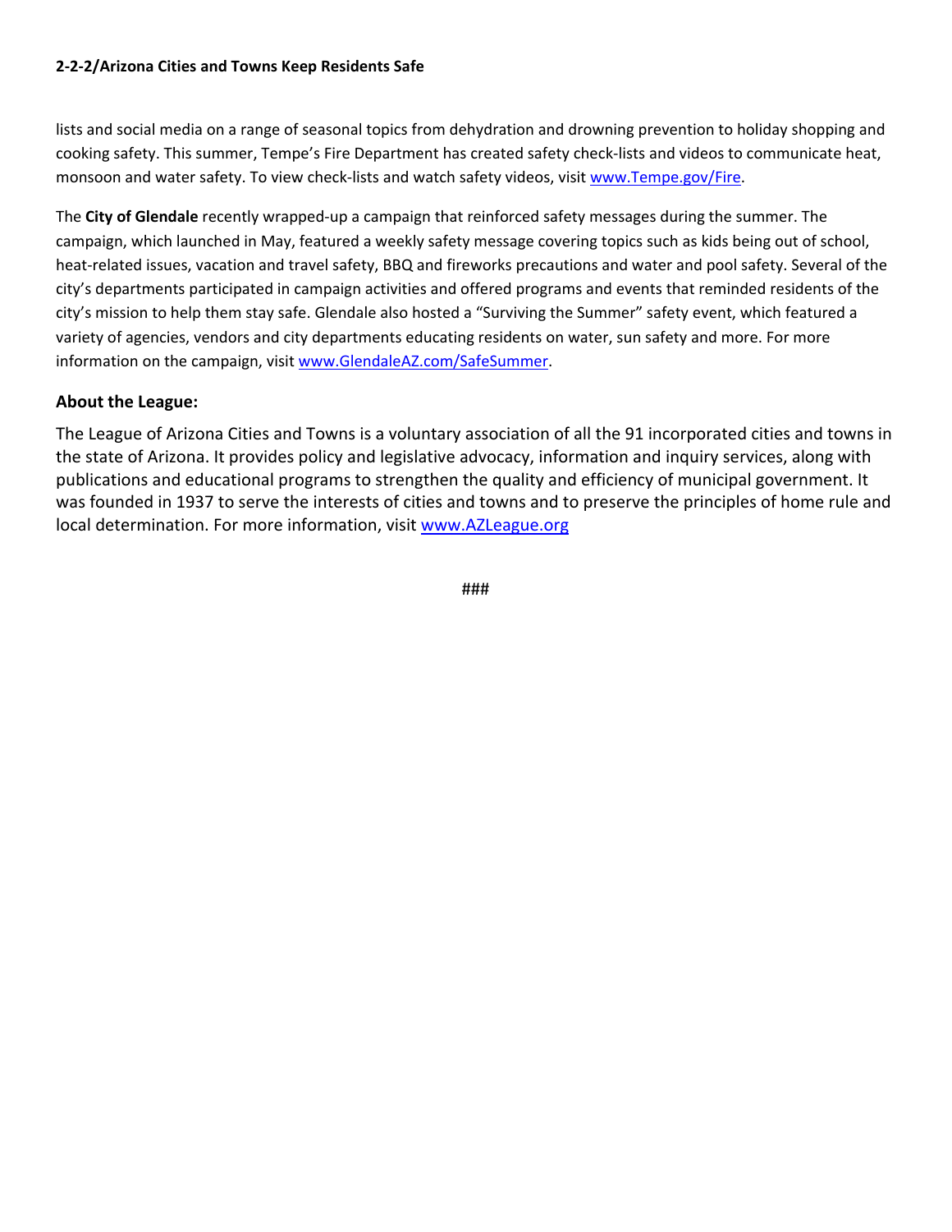lists and social media on a range of seasonal topics from dehydration and drowning prevention to holiday shopping and cooking safety. This summer, Tempe's Fire Department has created safety check-lists and videos to communicate heat, monsoon and water safety. To view check-lists and watch safety videos, visit [www.Tempe.gov/Fire](www.Tempe.gov/Fire).

The **City of Glendale** recently wrapped-up a campaign that reinforced safety messages during the summer. The campaign, which launched in May, featured a weekly safety message covering topics such as kids being out of school, heat-related issues, vacation and travel safety, BBQ and fireworks precautions and water and pool safety. Several of the city's departments participated in campaign activities and offered programs and events that reminded residents of the city's mission to help them stay safe. Glendale also hosted a "Surviving the Summer" safety event, which featured a variety of agencies, vendors and city departments educating residents on water, sun safety and more. For more information on the campaign, visit [www.GlendaleAZ.com/SafeSummer](www.GlendaleAZ.com/SafeSummer).

## About the League:

The League of Arizona Cities and Towns is a voluntary association of all the 91 incorporated cities and towns in the state of Arizona. It provides policy and legislative advocacy, information and inquiry services, along with publications and educational programs to strengthen the quality and efficiency of municipal government. It was founded in 1937 to serve the interests of cities and towns and to preserve the principles of home rule and local determination. For more information, visit [www.AZLeague.org](www.AZLeague.org)

###